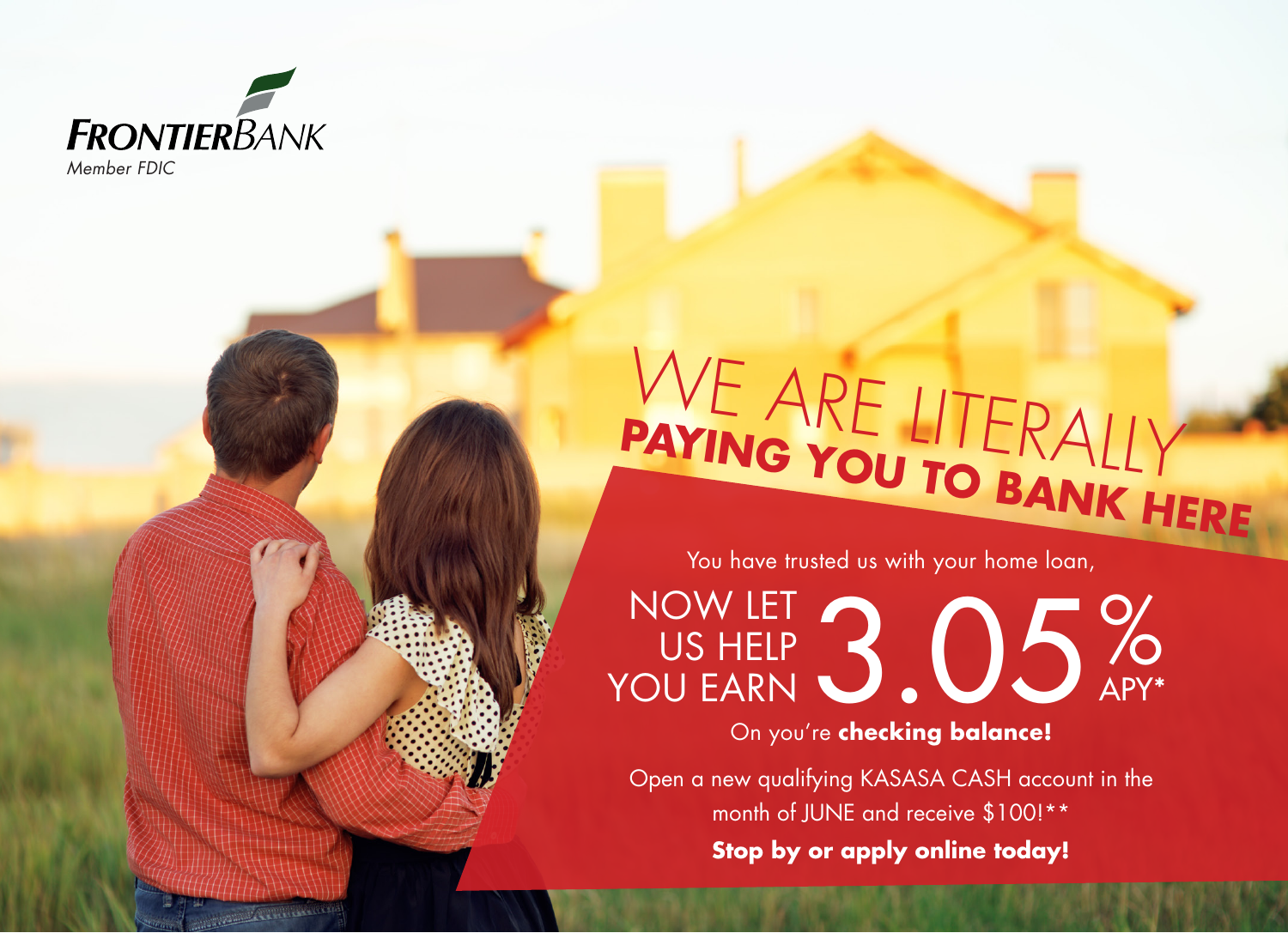**FRONTIERBANK**
*Member FDIC*

# WE ARE LITERALLY PAYING YOU TO BANK HERE

You have trusted us with your home loan,

## NOW LET US HELP YOU EARN 3.05% APY*

On you're **checking balance!**

Open a new qualifying KASASA CASH account in the month of JUNE and receive $100!**

**Stop by or apply online today!**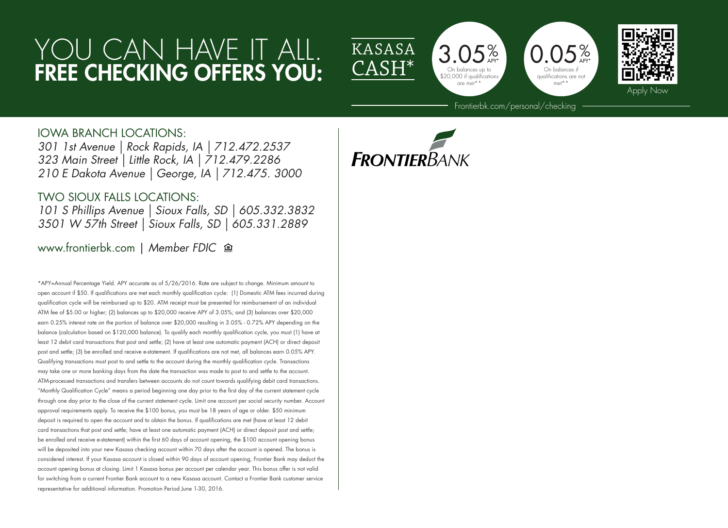# YOU CAN HAVE IT ALL. FREE CHECKING OFFERS YOU:

KASASA CASH*

**3.05%** APY* On balances up to $20,000 if qualifications are met**

**0.05%** APY* On balances if qualifications are not met**

Apply Now

Frontierbk.com/personal/checking

## IOWA BRANCH LOCATIONS:

*301 1st Avenue | Rock Rapids, IA | 712.472.2537*
*323 Main Street | Little Rock, IA | 712.479.2286*
*210 E Dakota Avenue | George, IA | 712.475. 3000*

## TWO SIOUX FALLS LOCATIONS:

*101 S Phillips Avenue | Sioux Falls, SD | 605.332.3832*
*3501 W 57th Street | Sioux Falls, SD | 605.331.2889*

www.frontierbk.com | *Member FDIC*

FRONTIERBANK

*APY=Annual Percentage Yield. APY accurate as of 5/26/2016. Rate are subject to change. Minimum amount to open account if $50. If qualifications are met each monthly qualification cycle: (1) Domestic ATM fees incurred during qualification cycle will be reimbursed up to $20. ATM receipt must be presented for reimbursement of an individual ATM fee of $5.00 or higher; (2) balances up to $20,000 receive APY of 3.05%; and (3) balances over $20,000 earn 0.25% interest rate on the portion of balance over $20,000 resulting in 3.05% - 0.72% APY depending on the balance (calculation based on $120,000 balance). To qualify each monthly qualification cycle, you must (1) have at least 12 debit card transactions that post and settle; (2) have at least one automatic payment (ACH) or direct deposit post and settle; (3) be enrolled and receive e-statement. If qualifications are not met, all balances earn 0.05% APY. Qualifying transactions must post to and settle to the account during the monthly qualification cycle. Transactions may take one or more banking days from the date the transaction was made to post to and settle to the account. ATM-processed transactions and transfers between accounts do not count towards qualifying debit card transactions. "Monthly Qualification Cycle" means a period beginning one day prior to the first day of the current statement cycle through one day prior to the close of the current statement cycle. Limit one account per social security number. Account approval requirements apply. To receive the $100 bonus, you must be 18 years of age or older. $50 minimum deposit is required to open the account and to obtain the bonus. If qualifications are met (have at least 12 debit card transactions that post and settle; have at least one automatic payment (ACH) or direct deposit post and settle; be enrolled and receive e-statement) within the first 60 days of account opening, the $100 account opening bonus will be deposited into your new Kasasa checking account within 70 days after the account is opened. The bonus is considered interest. If your Kasasa account is closed within 90 days of account opening, Frontier Bank may deduct the account opening bonus at closing. Limit 1 Kasasa bonus per account per calendar year. This bonus offer is not valid for switching from a current Frontier Bank account to a new Kasasa account. Contact a Frontier Bank customer service representative for additional information. Promotion Period June 1-30, 2016.